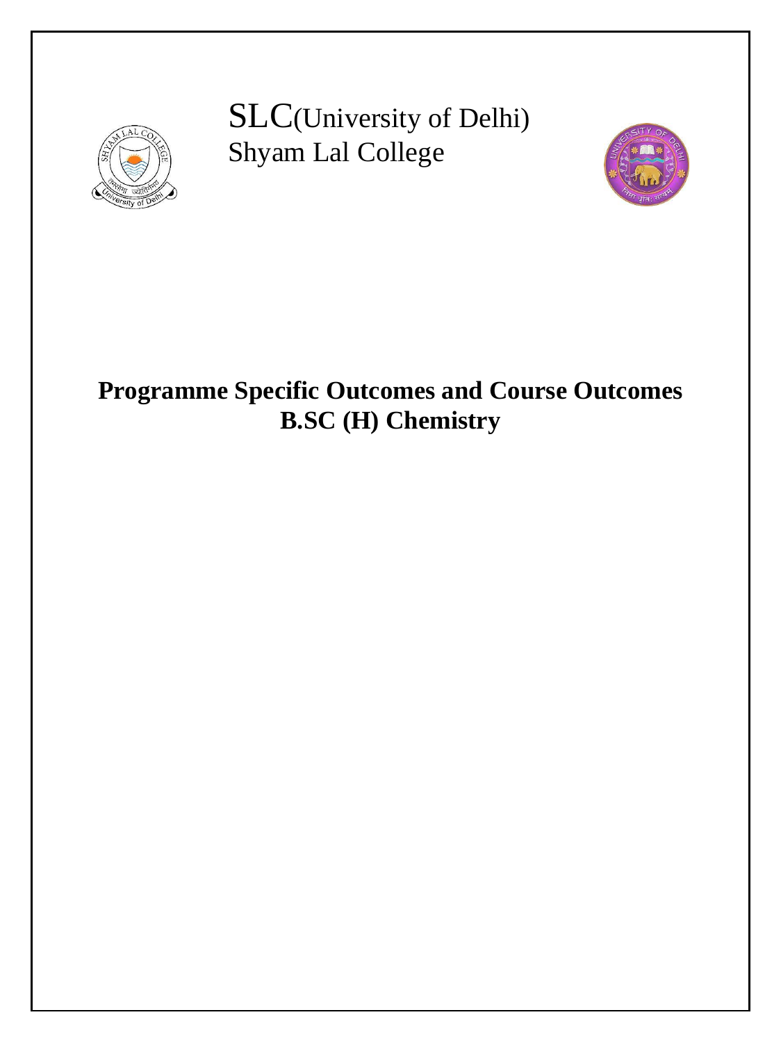SLC(University of Delhi)
Shyam Lal College

# Programme Specific Outcomes and Course Outcomes
# B.SC (H) Chemistry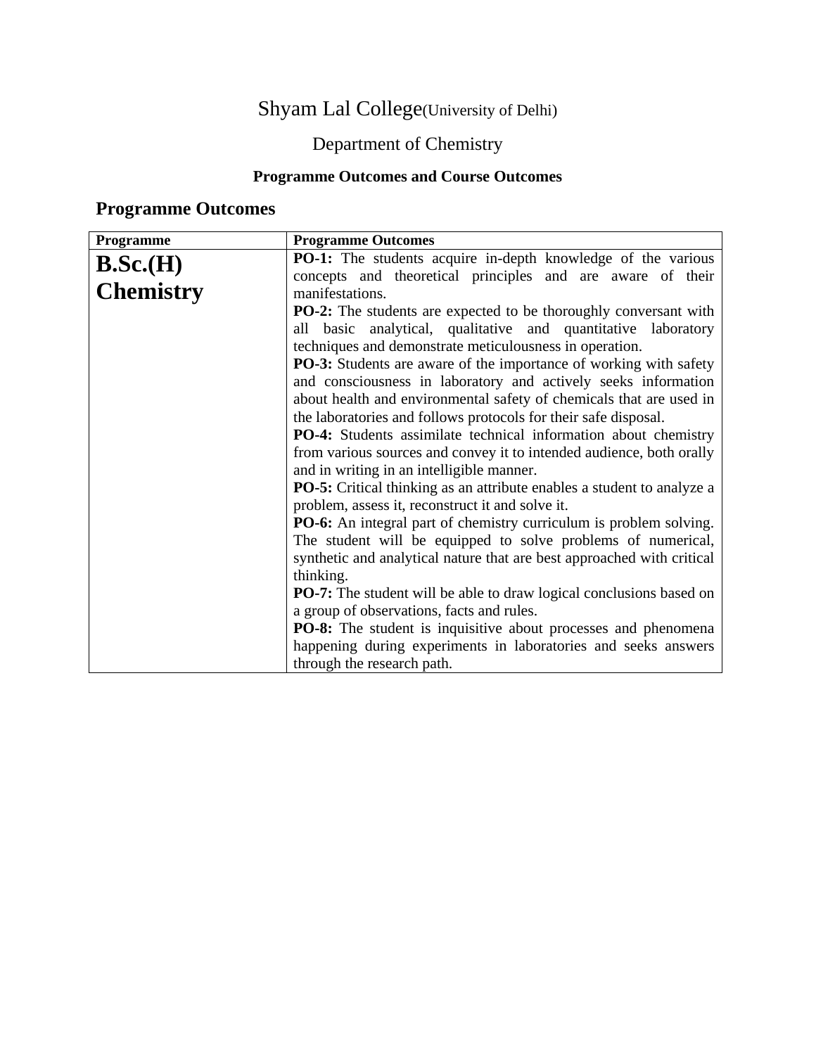# Shyam Lal College(University of Delhi)

## Department of Chemistry

### Programme Outcomes and Course Outcomes

## Programme Outcomes

| Programme | Programme Outcomes |
|---|---|
| **B.Sc.(H) Chemistry** | **PO-1:** The students acquire in-depth knowledge of the various concepts and theoretical principles and are aware of their manifestations.<br>**PO-2:** The students are expected to be thoroughly conversant with all basic analytical, qualitative and quantitative laboratory techniques and demonstrate meticulousness in operation.<br>**PO-3:** Students are aware of the importance of working with safety and consciousness in laboratory and actively seeks information about health and environmental safety of chemicals that are used in the laboratories and follows protocols for their safe disposal.<br>**PO-4:** Students assimilate technical information about chemistry from various sources and convey it to intended audience, both orally and in writing in an intelligible manner.<br>**PO-5:** Critical thinking as an attribute enables a student to analyze a problem, assess it, reconstruct it and solve it.<br>**PO-6:** An integral part of chemistry curriculum is problem solving. The student will be equipped to solve problems of numerical, synthetic and analytical nature that are best approached with critical thinking.<br>**PO-7:** The student will be able to draw logical conclusions based on a group of observations, facts and rules.<br>**PO-8:** The student is inquisitive about processes and phenomena happening during experiments in laboratories and seeks answers through the research path. |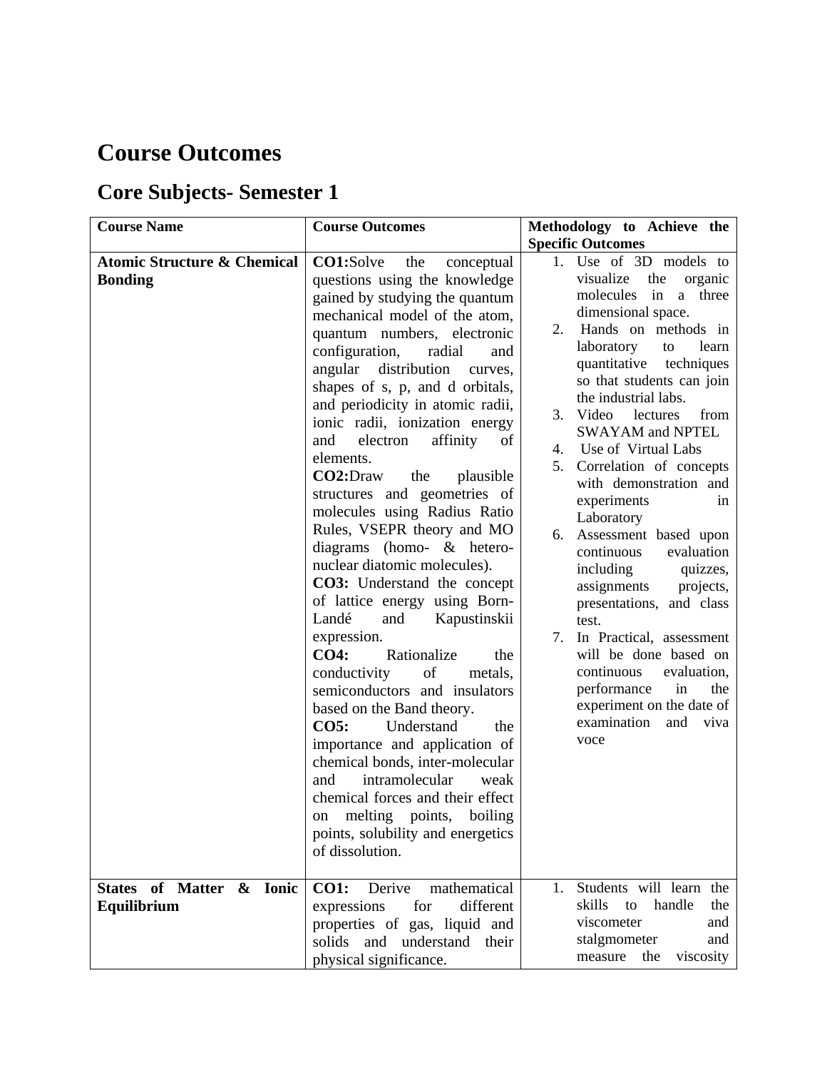# Course Outcomes

## Core Subjects- Semester 1

| Course Name | Course Outcomes | Methodology to Achieve the Specific Outcomes |
|---|---|---|
| **Atomic Structure & Chemical Bonding** | **CO1:**Solve the conceptual questions using the knowledge gained by studying the quantum mechanical model of the atom, quantum numbers, electronic configuration, radial and angular distribution curves, shapes of s, p, and d orbitals, and periodicity in atomic radii, ionic radii, ionization energy and electron affinity of elements.<br>**CO2:**Draw the plausible structures and geometries of molecules using Radius Ratio Rules, VSEPR theory and MO diagrams (homo- & hetero-nuclear diatomic molecules).<br>**CO3:** Understand the concept of lattice energy using Born-Landé and Kapustinskii expression.<br>**CO4:** Rationalize the conductivity of metals, semiconductors and insulators based on the Band theory.<br>**CO5:** Understand the importance and application of chemical bonds, inter-molecular and intramolecular weak chemical forces and their effect on melting points, boiling points, solubility and energetics of dissolution. | 1. Use of 3D models to visualize the organic molecules in a three dimensional space.<br>2. Hands on methods in laboratory to learn quantitative techniques so that students can join the industrial labs.<br>3. Video lectures from SWAYAM and NPTEL<br>4. Use of Virtual Labs<br>5. Correlation of concepts with demonstration and experiments in Laboratory<br>6. Assessment based upon continuous evaluation including quizzes, assignments projects, presentations, and class test.<br>7. In Practical, assessment will be done based on continuous evaluation, performance in the experiment on the date of examination and viva voce |
| **States of Matter & Ionic Equilibrium** | **CO1:** Derive mathematical expressions for different properties of gas, liquid and solids and understand their physical significance. | 1. Students will learn the skills to handle the viscometer and stalgmometer and measure the viscosity |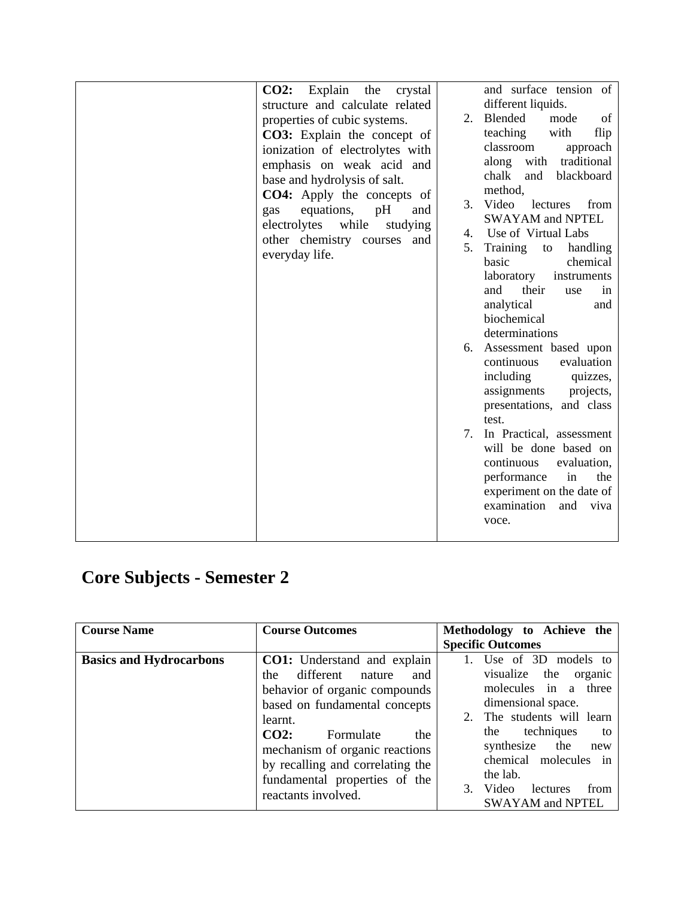| | | |
|---|---|---|
| | **CO2:** Explain the crystal structure and calculate related properties of cubic systems.<br>**CO3:** Explain the concept of ionization of electrolytes with emphasis on weak acid and base and hydrolysis of salt.<br>**CO4:** Apply the concepts of gas equations, pH and electrolytes while studying other chemistry courses and everyday life. | and surface tension of different liquids.<br>2. Blended mode of teaching with flip classroom approach along with traditional chalk and blackboard method,<br>3. Video lectures from SWAYAM and NPTEL<br>4. Use of Virtual Labs<br>5. Training to handling basic chemical laboratory instruments and their use in analytical and biochemical determinations<br>6. Assessment based upon continuous evaluation including quizzes, assignments projects, presentations, and class test.<br>7. In Practical, assessment will be done based on continuous evaluation, performance in the experiment on the date of examination and viva voce. |

# Core Subjects - Semester 2

| Course Name | Course Outcomes | Methodology to Achieve the Specific Outcomes |
|---|---|---|
| **Basics and Hydrocarbons** | **CO1:** Understand and explain the different nature and behavior of organic compounds based on fundamental concepts learnt.<br>**CO2:** Formulate the mechanism of organic reactions by recalling and correlating the fundamental properties of the reactants involved. | 1. Use of 3D models to visualize the organic molecules in a three dimensional space.<br>2. The students will learn the techniques to synthesize the new chemical molecules in the lab.<br>3. Video lectures from SWAYAM and NPTEL |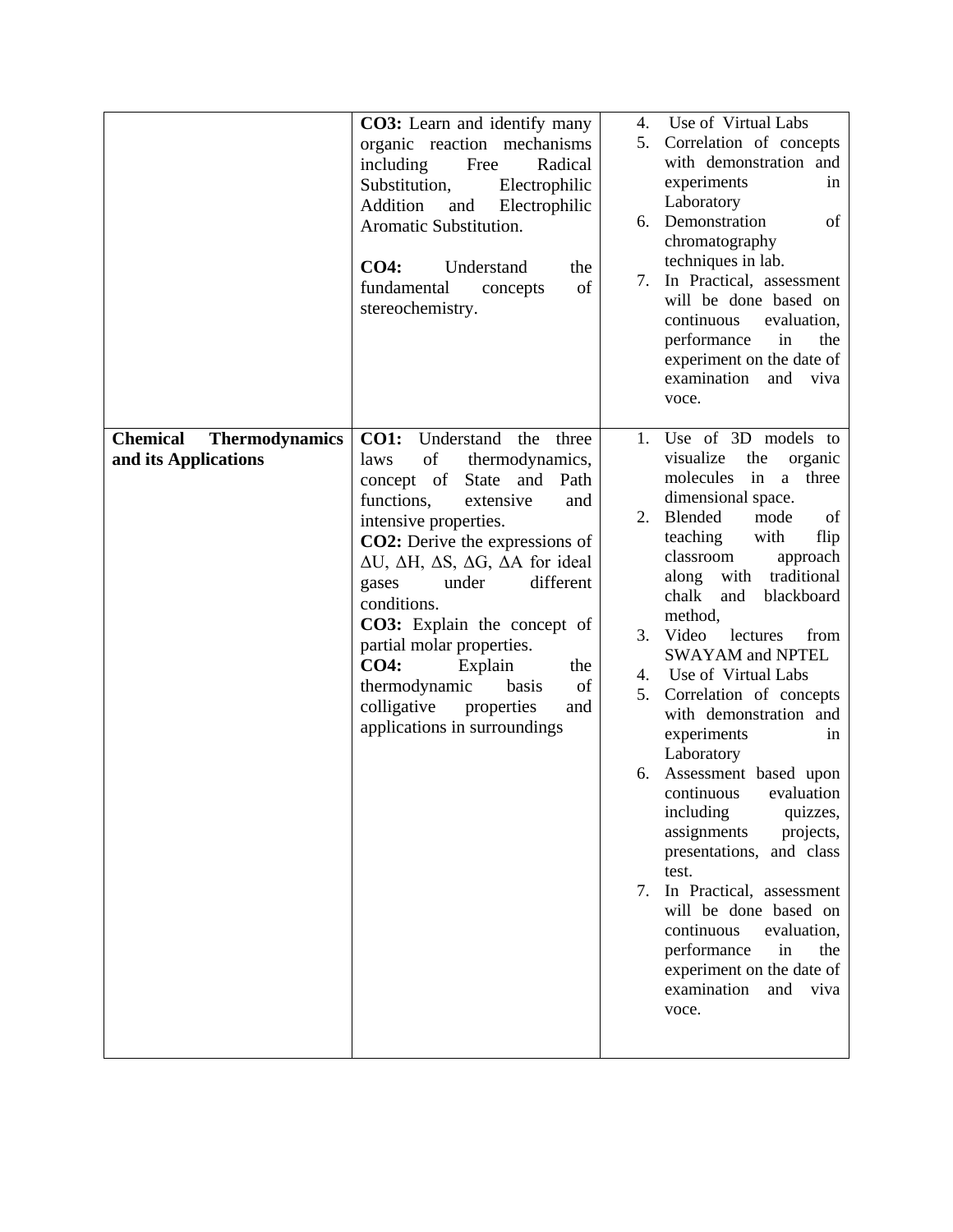| | | |
|---|---|---|
| | **CO3:** Learn and identify many organic reaction mechanisms including Free Radical Substitution, Electrophilic Addition and Electrophilic Aromatic Substitution.<br><br>**CO4:** Understand the fundamental concepts of stereochemistry. | 4. Use of Virtual Labs<br>5. Correlation of concepts with demonstration and experiments in Laboratory<br>6. Demonstration of chromatography techniques in lab.<br>7. In Practical, assessment will be done based on continuous evaluation, performance in the experiment on the date of examination and viva voce. |
| **Chemical Thermodynamics and its Applications** | **CO1:** Understand the three laws of thermodynamics, concept of State and Path functions, extensive and intensive properties.<br>**CO2:** Derive the expressions of $\Delta U$, $\Delta H$, $\Delta S$, $\Delta G$, $\Delta A$ for ideal gases under different conditions.<br>**CO3:** Explain the concept of partial molar properties.<br>**CO4:** Explain the thermodynamic basis of colligative properties and applications in surroundings | 1. Use of 3D models to visualize the organic molecules in a three dimensional space.<br>2. Blended mode of teaching with flip classroom approach along with traditional chalk and blackboard method,<br>3. Video lectures from SWAYAM and NPTEL<br>4. Use of Virtual Labs<br>5. Correlation of concepts with demonstration and experiments in Laboratory<br>6. Assessment based upon continuous evaluation including quizzes, assignments projects, presentations, and class test.<br>7. In Practical, assessment will be done based on continuous evaluation, performance in the experiment on the date of examination and viva voce. |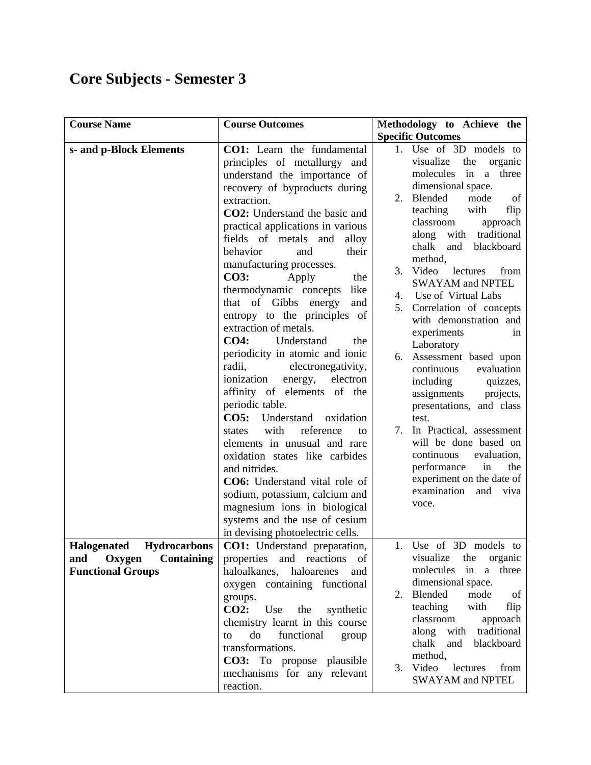# Core Subjects - Semester 3

| Course Name | Course Outcomes | Methodology to Achieve the Specific Outcomes |
|---|---|---|
| **s- and p-Block Elements** | **CO1:** Learn the fundamental principles of metallurgy and understand the importance of recovery of byproducts during extraction.<br>**CO2:** Understand the basic and practical applications in various fields of metals and alloy behavior and their manufacturing processes.<br>**CO3:** Apply the thermodynamic concepts like that of Gibbs energy and entropy to the principles of extraction of metals.<br>**CO4:** Understand the periodicity in atomic and ionic radii, electronegativity, ionization energy, electron affinity of elements of the periodic table.<br>**CO5:** Understand oxidation states with reference to elements in unusual and rare oxidation states like carbides and nitrides.<br>**CO6:** Understand vital role of sodium, potassium, calcium and magnesium ions in biological systems and the use of cesium in devising photoelectric cells. | 1. Use of 3D models to visualize the organic molecules in a three dimensional space.<br>2. Blended mode of teaching with flip classroom approach along with traditional chalk and blackboard method,<br>3. Video lectures from SWAYAM and NPTEL<br>4. Use of Virtual Labs<br>5. Correlation of concepts with demonstration and experiments in Laboratory<br>6. Assessment based upon continuous evaluation including quizzes, assignments projects, presentations, and class test.<br>7. In Practical, assessment will be done based on continuous evaluation, performance in the experiment on the date of examination and viva voce. |
| **Halogenated Hydrocarbons and Oxygen Containing Functional Groups** | **CO1:** Understand preparation, properties and reactions of haloalkanes, haloarenes and oxygen containing functional groups.<br>**CO2:** Use the synthetic chemistry learnt in this course to do functional group transformations.<br>**CO3:** To propose plausible mechanisms for any relevant reaction. | 1. Use of 3D models to visualize the organic molecules in a three dimensional space.<br>2. Blended mode of teaching with flip classroom approach along with traditional chalk and blackboard method,<br>3. Video lectures from SWAYAM and NPTEL |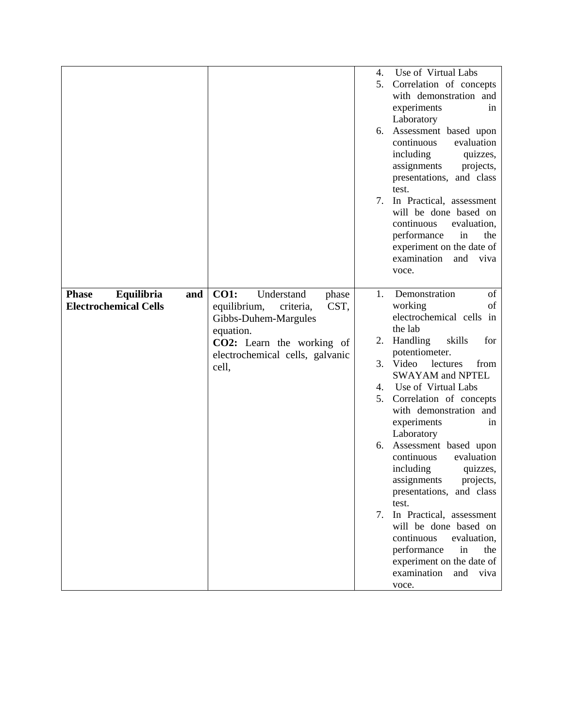| | | |
|---|---|---|
| | | 4. Use of Virtual Labs<br>5. Correlation of concepts with demonstration and experiments in Laboratory<br>6. Assessment based upon continuous evaluation including quizzes, assignments projects, presentations, and class test.<br>7. In Practical, assessment will be done based on continuous evaluation, performance in the experiment on the date of examination and viva voce. |
| **Phase Equilibria and Electrochemical Cells** | **CO1:** Understand phase equilibrium, criteria, CST, Gibbs-Duhem-Margules equation.<br>**CO2:** Learn the working of electrochemical cells, galvanic cell, | 1. Demonstration of working of electrochemical cells in the lab<br>2. Handling skills for potentiometer.<br>3. Video lectures from SWAYAM and NPTEL<br>4. Use of Virtual Labs<br>5. Correlation of concepts with demonstration and experiments in Laboratory<br>6. Assessment based upon continuous evaluation including quizzes, assignments projects, presentations, and class test.<br>7. In Practical, assessment will be done based on continuous evaluation, performance in the experiment on the date of examination and viva voce. |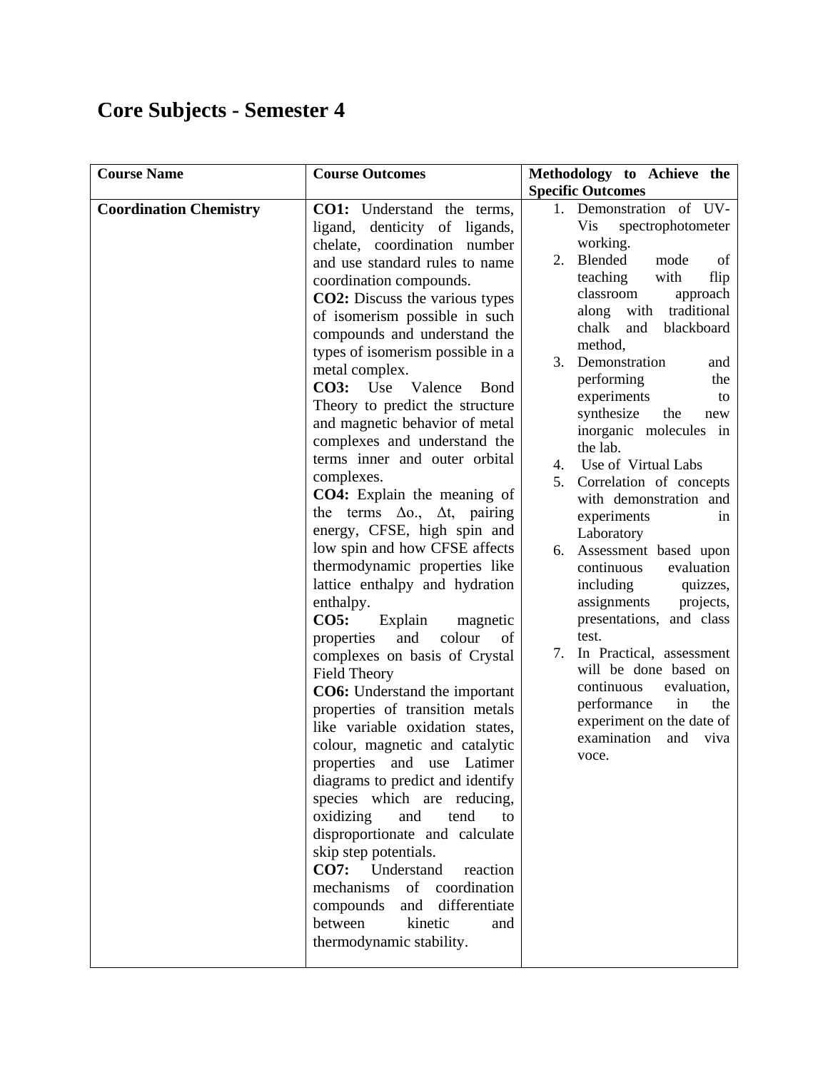# Core Subjects - Semester 4

| Course Name | Course Outcomes | Methodology to Achieve the Specific Outcomes |
|---|---|---|
| **Coordination Chemistry** | **CO1:** Understand the terms, ligand, denticity of ligands, chelate, coordination number and use standard rules to name coordination compounds.<br>**CO2:** Discuss the various types of isomerism possible in such compounds and understand the types of isomerism possible in a metal complex.<br>**CO3:** Use Valence Bond Theory to predict the structure and magnetic behavior of metal complexes and understand the terms inner and outer orbital complexes.<br>**CO4:** Explain the meaning of the terms $\Delta o.$, $\Delta t$, pairing energy, CFSE, high spin and low spin and how CFSE affects thermodynamic properties like lattice enthalpy and hydration enthalpy.<br>**CO5:** Explain magnetic properties and colour of complexes on basis of Crystal Field Theory<br>**CO6:** Understand the important properties of transition metals like variable oxidation states, colour, magnetic and catalytic properties and use Latimer diagrams to predict and identify species which are reducing, oxidizing and tend to disproportionate and calculate skip step potentials.<br>**CO7:** Understand reaction mechanisms of coordination compounds and differentiate between kinetic and thermodynamic stability. | 1. Demonstration of UV-Vis spectrophotometer working.<br>2. Blended mode of teaching with flip classroom approach along with traditional chalk and blackboard method,<br>3. Demonstration and performing the experiments to synthesize the new inorganic molecules in the lab.<br>4. Use of Virtual Labs<br>5. Correlation of concepts with demonstration and experiments in Laboratory<br>6. Assessment based upon continuous evaluation including quizzes, assignments projects, presentations, and class test.<br>7. In Practical, assessment will be done based on continuous evaluation, performance in the experiment on the date of examination and viva voce. |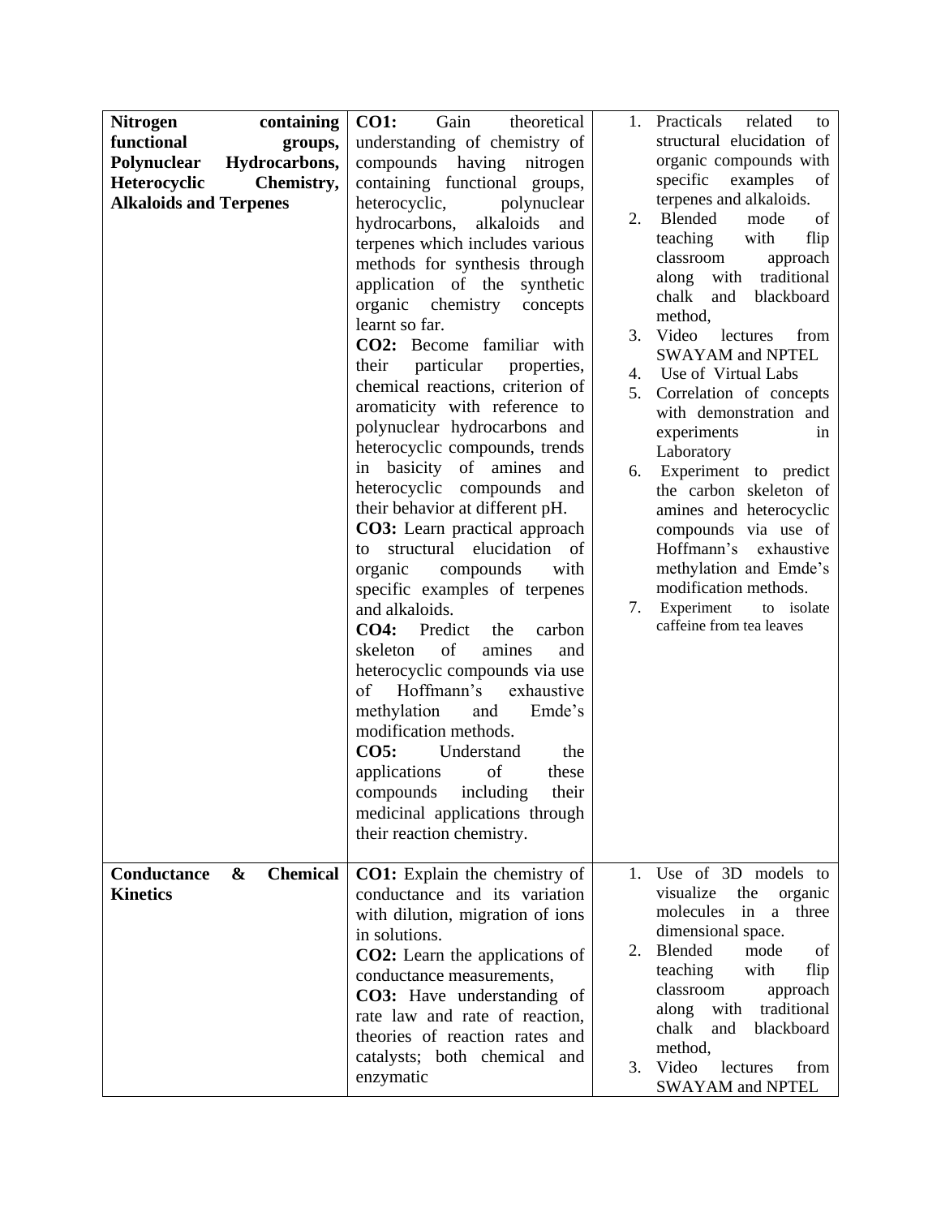| | | |
|---|---|---|
| **Nitrogen containing functional groups, Polynuclear Hydrocarbons, Heterocyclic Chemistry, Alkaloids and Terpenes** | **CO1:** Gain theoretical understanding of chemistry of compounds having nitrogen containing functional groups, heterocyclic, polynuclear hydrocarbons, alkaloids and terpenes which includes various methods for synthesis through application of the synthetic organic chemistry concepts learnt so far.<br>**CO2:** Become familiar with their particular properties, chemical reactions, criterion of aromaticity with reference to polynuclear hydrocarbons and heterocyclic compounds, trends in basicity of amines and heterocyclic compounds and their behavior at different pH.<br>**CO3:** Learn practical approach to structural elucidation of organic compounds with specific examples of terpenes and alkaloids.<br>**CO4:** Predict the carbon skeleton of amines and heterocyclic compounds via use of Hoffmann's exhaustive methylation and Emde's modification methods.<br>**CO5:** Understand the applications of these compounds including their medicinal applications through their reaction chemistry. | 1. Practicals related to structural elucidation of organic compounds with specific examples of terpenes and alkaloids.<br>2. Blended mode of teaching with flip classroom approach along with traditional chalk and blackboard method,<br>3. Video lectures from SWAYAM and NPTEL<br>4. Use of Virtual Labs<br>5. Correlation of concepts with demonstration and experiments in Laboratory<br>6. Experiment to predict the carbon skeleton of amines and heterocyclic compounds via use of Hoffmann's exhaustive methylation and Emde's modification methods.<br>7. Experiment to isolate caffeine from tea leaves |
| **Conductance & Chemical Kinetics** | **CO1:** Explain the chemistry of conductance and its variation with dilution, migration of ions in solutions.<br>**CO2:** Learn the applications of conductance measurements,<br>**CO3:** Have understanding of rate law and rate of reaction, theories of reaction rates and catalysts; both chemical and enzymatic | 1. Use of 3D models to visualize the organic molecules in a three dimensional space.<br>2. Blended mode of teaching with flip classroom approach along with traditional chalk and blackboard method,<br>3. Video lectures from SWAYAM and NPTEL |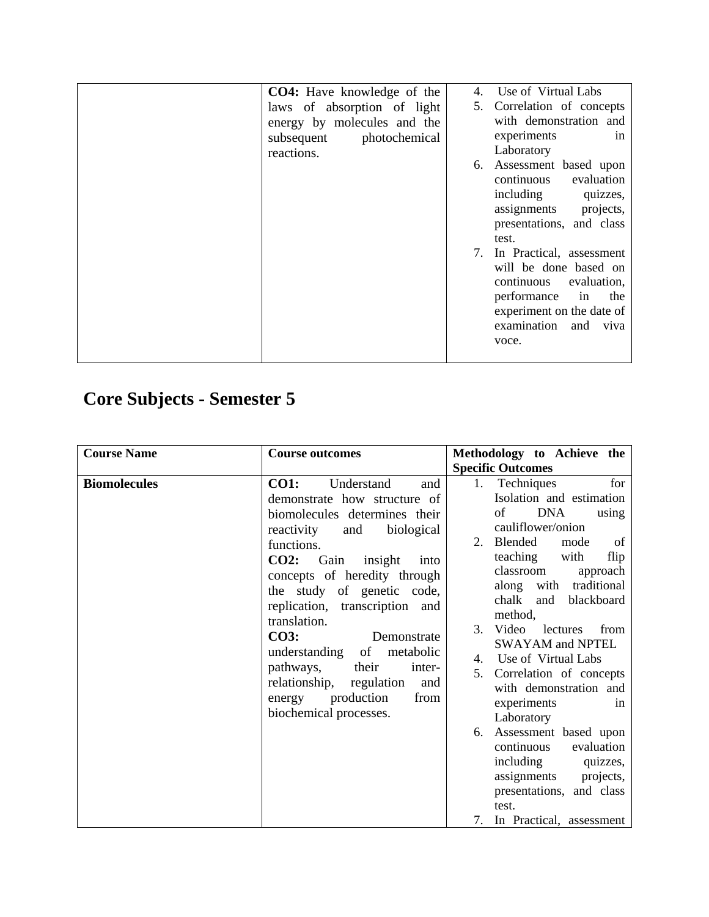| | | |
|---|---|---|
| | **CO4:** Have knowledge of the laws of absorption of light energy by molecules and the subsequent photochemical reactions. | 4. Use of Virtual Labs<br>5. Correlation of concepts with demonstration and experiments in Laboratory<br>6. Assessment based upon continuous evaluation including quizzes, assignments projects, presentations, and class test.<br>7. In Practical, assessment will be done based on continuous evaluation, performance in the experiment on the date of examination and viva voce. |

# Core Subjects - Semester 5

| Course Name | Course outcomes | Methodology to Achieve the Specific Outcomes |
|---|---|---|
| **Biomolecules** | **CO1:** Understand and demonstrate how structure of biomolecules determines their reactivity and biological functions.<br>**CO2:** Gain insight into concepts of heredity through the study of genetic code, replication, transcription and translation.<br>**CO3:** Demonstrate understanding of metabolic pathways, their inter-relationship, regulation and energy production from biochemical processes. | 1. Techniques for Isolation and estimation of DNA using cauliflower/onion<br>2. Blended mode of teaching with flip classroom approach along with traditional chalk and blackboard method,<br>3. Video lectures from SWAYAM and NPTEL<br>4. Use of Virtual Labs<br>5. Correlation of concepts with demonstration and experiments in Laboratory<br>6. Assessment based upon continuous evaluation including quizzes, assignments projects, presentations, and class test.<br>7. In Practical, assessment |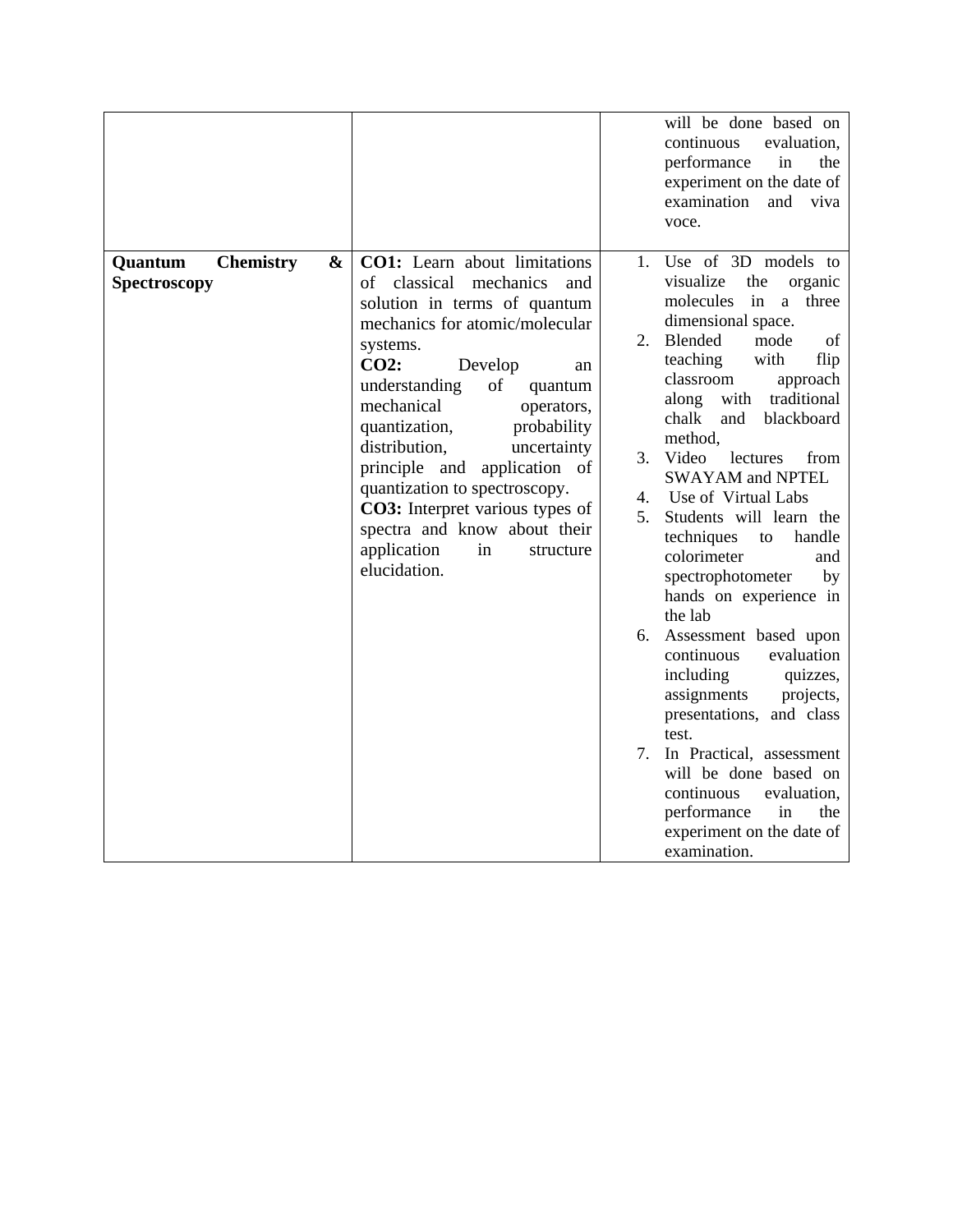| | | |
|---|---|---|
| | | will be done based on continuous evaluation, performance in the experiment on the date of examination and viva voce. |
| **Quantum Chemistry & Spectroscopy** | **CO1:** Learn about limitations of classical mechanics and solution in terms of quantum mechanics for atomic/molecular systems.<br>**CO2:** Develop an understanding of quantum mechanical operators, quantization, probability distribution, uncertainty principle and application of quantization to spectroscopy.<br>**CO3:** Interpret various types of spectra and know about their application in structure elucidation. | 1. Use of 3D models to visualize the organic molecules in a three dimensional space.<br>2. Blended mode of teaching with flip classroom approach along with traditional chalk and blackboard method,<br>3. Video lectures from SWAYAM and NPTEL<br>4. Use of Virtual Labs<br>5. Students will learn the techniques to handle colorimeter and spectrophotometer by hands on experience in the lab<br>6. Assessment based upon continuous evaluation including quizzes, assignments projects, presentations, and class test.<br>7. In Practical, assessment will be done based on continuous evaluation, performance in the experiment on the date of examination. |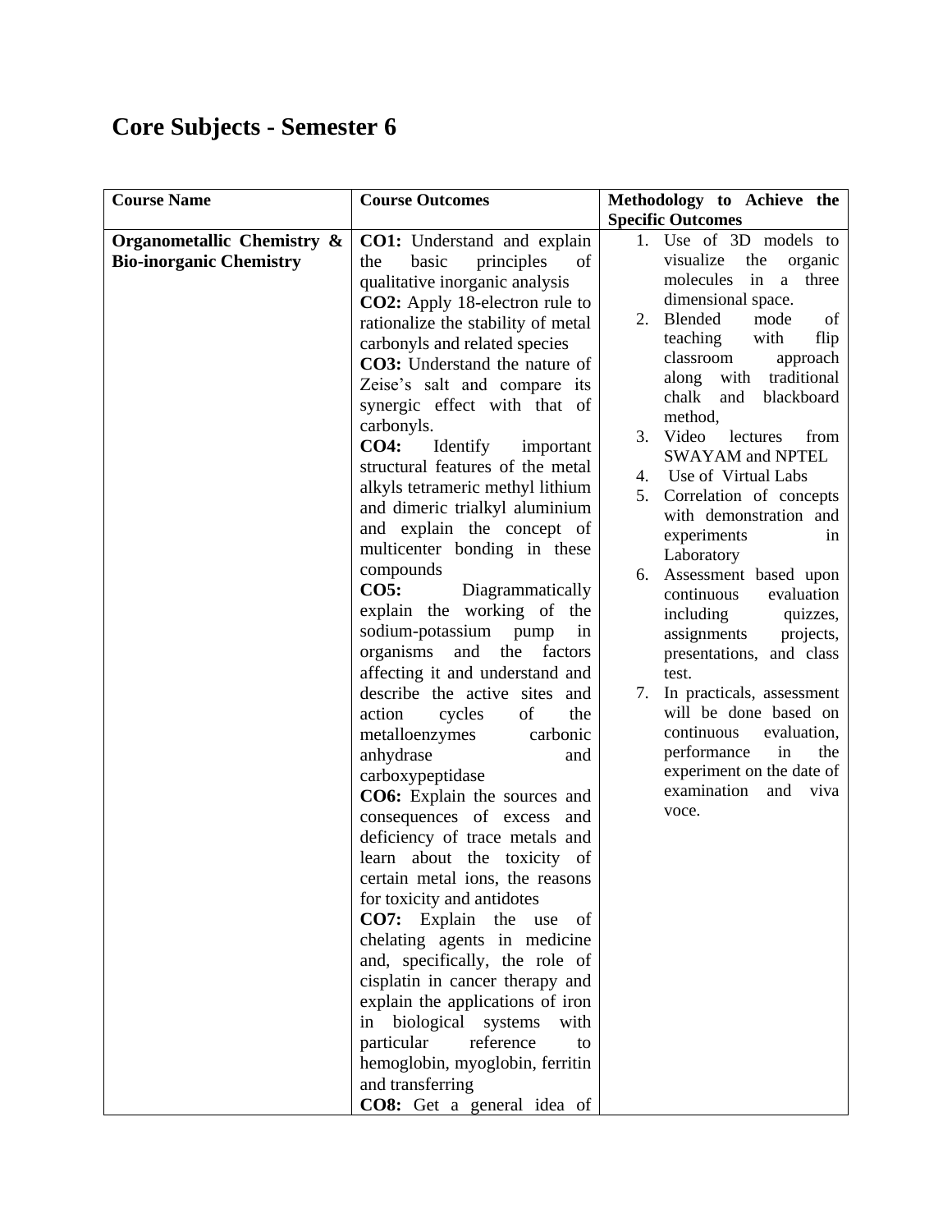# Core Subjects - Semester 6

| Course Name | Course Outcomes | Methodology to Achieve the Specific Outcomes |
|---|---|---|
| **Organometallic Chemistry & Bio-inorganic Chemistry** | **CO1:** Understand and explain the basic principles of qualitative inorganic analysis<br>**CO2:** Apply 18-electron rule to rationalize the stability of metal carbonyls and related species<br>**CO3:** Understand the nature of Zeise's salt and compare its synergic effect with that of carbonyls.<br>**CO4:** Identify important structural features of the metal alkyls tetrameric methyl lithium and dimeric trialkyl aluminium and explain the concept of multicenter bonding in these compounds<br>**CO5:** Diagrammatically explain the working of the sodium-potassium pump in organisms and the factors affecting it and understand and describe the active sites and action cycles of the metalloenzymes carbonic anhydrase and carboxypeptidase<br>**CO6:** Explain the sources and consequences of excess and deficiency of trace metals and learn about the toxicity of certain metal ions, the reasons for toxicity and antidotes<br>**CO7:** Explain the use of chelating agents in medicine and, specifically, the role of cisplatin in cancer therapy and explain the applications of iron in biological systems with particular reference to hemoglobin, myoglobin, ferritin and transferring<br>**CO8:** Get a general idea of | 1. Use of 3D models to visualize the organic molecules in a three dimensional space.<br>2. Blended mode of teaching with flip classroom approach along with traditional chalk and blackboard method,<br>3. Video lectures from SWAYAM and NPTEL<br>4. Use of Virtual Labs<br>5. Correlation of concepts with demonstration and experiments in Laboratory<br>6. Assessment based upon continuous evaluation including quizzes, assignments projects, presentations, and class test.<br>7. In practicals, assessment will be done based on continuous evaluation, performance in the experiment on the date of examination and viva voce. |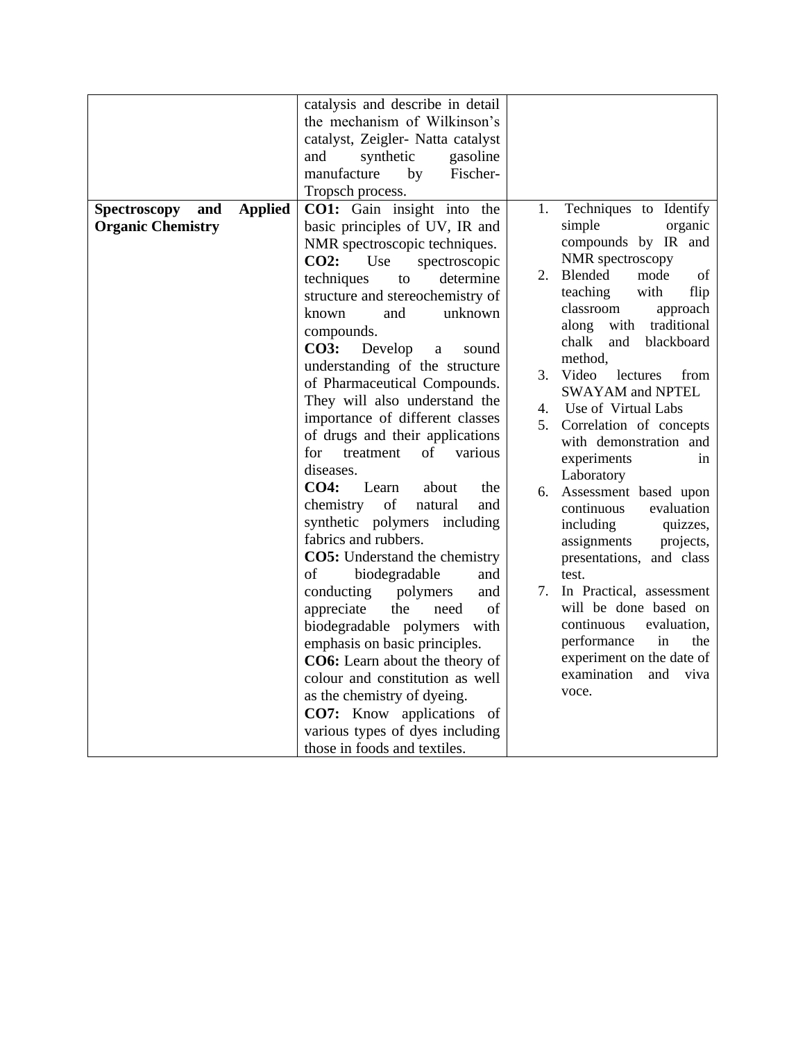| | | |
|---|---|---|
| | catalysis and describe in detail the mechanism of Wilkinson's catalyst, Zeigler- Natta catalyst and synthetic gasoline manufacture by Fischer-Tropsch process. | |
| **Spectroscopy and Applied Organic Chemistry** | **CO1:** Gain insight into the basic principles of UV, IR and NMR spectroscopic techniques. **CO2:** Use spectroscopic techniques to determine structure and stereochemistry of known and unknown compounds. **CO3:** Develop a sound understanding of the structure of Pharmaceutical Compounds. They will also understand the importance of different classes of drugs and their applications for treatment of various diseases. **CO4:** Learn about the chemistry of natural and synthetic polymers including fabrics and rubbers. **CO5:** Understand the chemistry of biodegradable and conducting polymers and appreciate the need of biodegradable polymers with emphasis on basic principles. **CO6:** Learn about the theory of colour and constitution as well as the chemistry of dyeing. **CO7:** Know applications of various types of dyes including those in foods and textiles. | 1. Techniques to Identify simple organic compounds by IR and NMR spectroscopy 2. Blended mode of teaching with flip classroom approach along with traditional chalk and blackboard method, 3. Video lectures from SWAYAM and NPTEL 4. Use of Virtual Labs 5. Correlation of concepts with demonstration and experiments in Laboratory 6. Assessment based upon continuous evaluation including quizzes, assignments projects, presentations, and class test. 7. In Practical, assessment will be done based on continuous evaluation, performance in the experiment on the date of examination and viva voce. |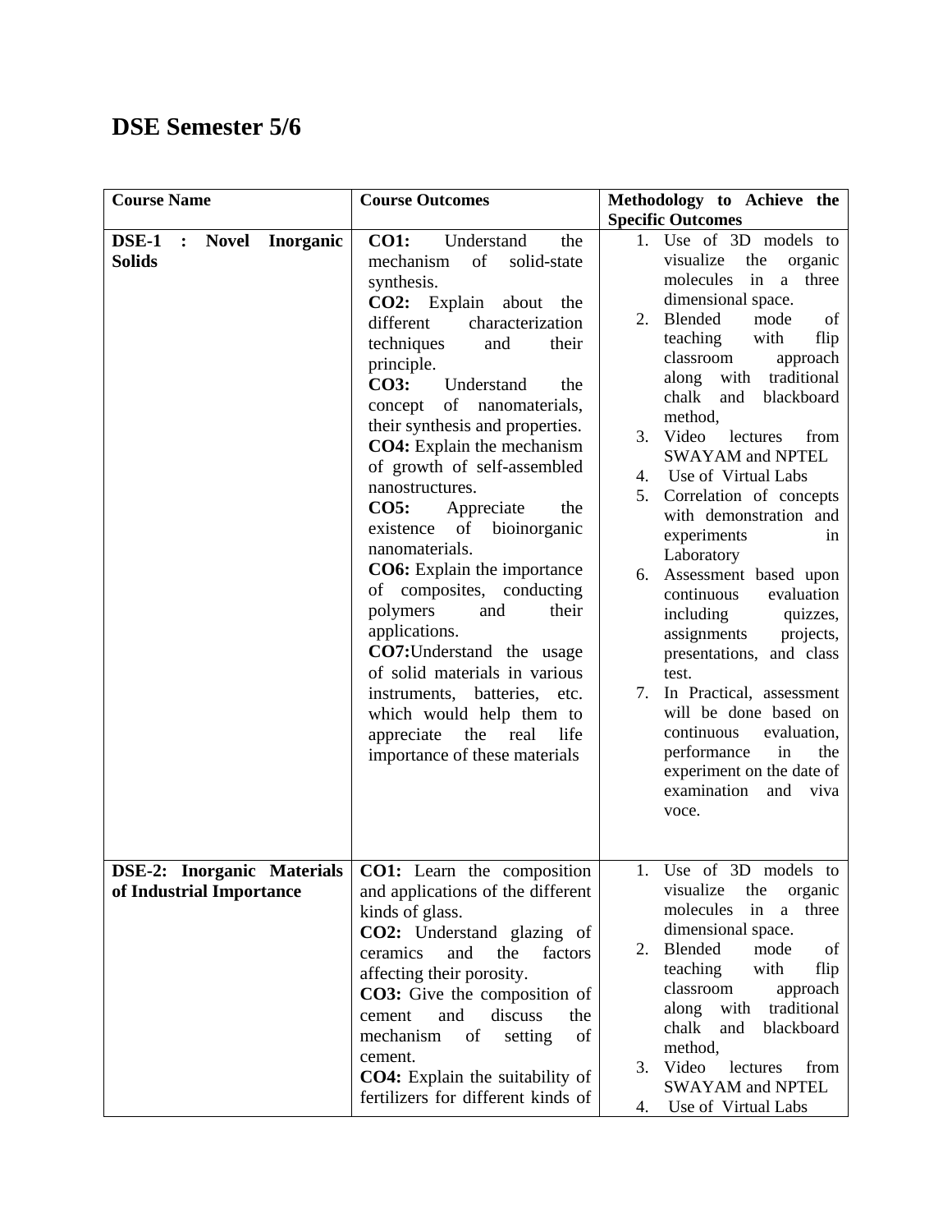# DSE Semester 5/6

| Course Name | Course Outcomes | Methodology to Achieve the Specific Outcomes |
|---|---|---|
| **DSE-1 : Novel Inorganic Solids** | **CO1:** Understand the mechanism of solid-state synthesis.<br>**CO2:** Explain about the different characterization techniques and their principle.<br>**CO3:** Understand the concept of nanomaterials, their synthesis and properties.<br>**CO4:** Explain the mechanism of growth of self-assembled nanostructures.<br>**CO5:** Appreciate the existence of bioinorganic nanomaterials.<br>**CO6:** Explain the importance of composites, conducting polymers and their applications.<br>**CO7:**Understand the usage of solid materials in various instruments, batteries, etc. which would help them to appreciate the real life importance of these materials | 1. Use of 3D models to visualize the organic molecules in a three dimensional space.<br>2. Blended mode of teaching with flip classroom approach along with traditional chalk and blackboard method,<br>3. Video lectures from SWAYAM and NPTEL<br>4. Use of Virtual Labs<br>5. Correlation of concepts with demonstration and experiments in Laboratory<br>6. Assessment based upon continuous evaluation including quizzes, assignments projects, presentations, and class test.<br>7. In Practical, assessment will be done based on continuous evaluation, performance in the experiment on the date of examination and viva voce. |
| **DSE-2: Inorganic Materials of Industrial Importance** | **CO1:** Learn the composition and applications of the different kinds of glass.<br>**CO2:** Understand glazing of ceramics and the factors affecting their porosity.<br>**CO3:** Give the composition of cement and discuss the mechanism of setting of cement.<br>**CO4:** Explain the suitability of fertilizers for different kinds of | 1. Use of 3D models to visualize the organic molecules in a three dimensional space.<br>2. Blended mode of teaching with flip classroom approach along with traditional chalk and blackboard method,<br>3. Video lectures from SWAYAM and NPTEL<br>4. Use of Virtual Labs |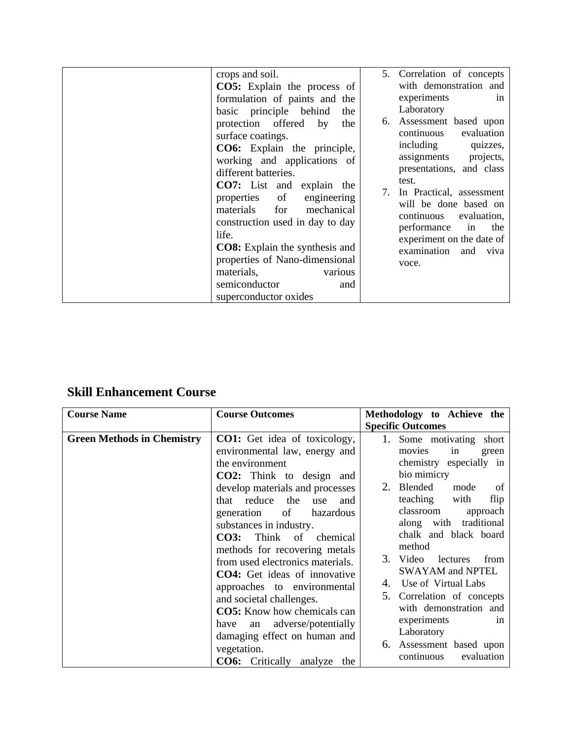| | | |
|---|---|---|
| | crops and soil.<br>**CO5:** Explain the process of formulation of paints and the basic principle behind the protection offered by the surface coatings.<br>**CO6:** Explain the principle, working and applications of different batteries.<br>**CO7:** List and explain the properties of engineering materials for mechanical construction used in day to day life.<br>**CO8:** Explain the synthesis and properties of Nano-dimensional materials, various semiconductor and superconductor oxides | 5. Correlation of concepts with demonstration and experiments in Laboratory<br>6. Assessment based upon continuous evaluation including quizzes, assignments projects, presentations, and class test.<br>7. In Practical, assessment will be done based on continuous evaluation, performance in the experiment on the date of examination and viva voce. |

## Skill Enhancement Course

| Course Name | Course Outcomes | Methodology to Achieve the Specific Outcomes |
|---|---|---|
| **Green Methods in Chemistry** | **CO1:** Get idea of toxicology, environmental law, energy and the environment<br>**CO2:** Think to design and develop materials and processes that reduce the use and generation of hazardous substances in industry.<br>**CO3:** Think of chemical methods for recovering metals from used electronics materials.<br>**CO4:** Get ideas of innovative approaches to environmental and societal challenges.<br>**CO5:** Know how chemicals can have an adverse/potentially damaging effect on human and vegetation.<br>**CO6:** Critically analyze the | 1. Some motivating short movies in green chemistry especially in bio mimicry<br>2. Blended mode of teaching with flip classroom approach along with traditional chalk and black board method<br>3. Video lectures from SWAYAM and NPTEL<br>4. Use of Virtual Labs<br>5. Correlation of concepts with demonstration and experiments in Laboratory<br>6. Assessment based upon continuous evaluation |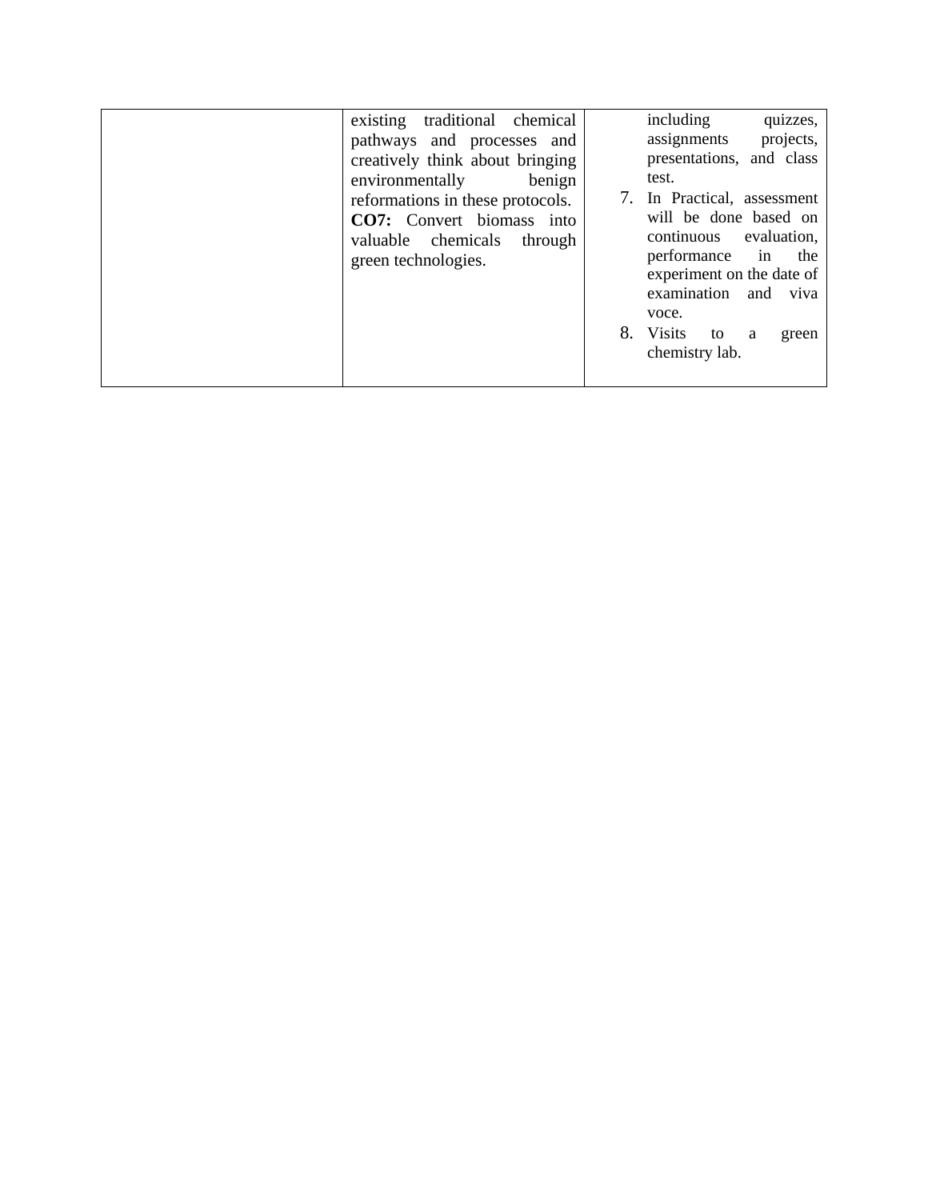| | | |
|---|---|---|
| | existing traditional chemical pathways and processes and creatively think about bringing environmentally benign reformations in these protocols.<br>**CO7:** Convert biomass into valuable chemicals through green technologies. | including quizzes, assignments projects, presentations, and class test.<br>7. In Practical, assessment will be done based on continuous evaluation, performance in the experiment on the date of examination and viva voce.<br>8. Visits to a green chemistry lab. |